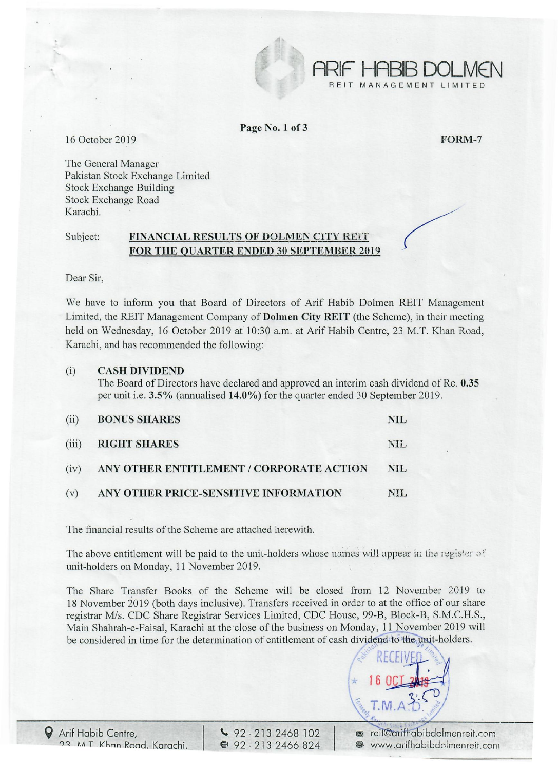**ARIF HABIB DOLMEN**
REIT MANAGEMENT LIMITED

16 October 2019

**FORM-7**

The General Manager
Pakistan Stock Exchange Limited
Stock Exchange Building
Stock Exchange Road
Karachi.

Subject: **FINANCIAL RESULTS OF DOLMEN CITY REIT FOR THE QUARTER ENDED 30 SEPTEMBER 2019**

Dear Sir,

We have to inform you that Board of Directors of Arif Habib Dolmen REIT Management Limited, the REIT Management Company of **Dolmen City REIT** (the Scheme), in their meeting held on Wednesday, 16 October 2019 at 10:30 a.m. at Arif Habib Centre, 23 M.T. Khan Road, Karachi, and has recommended the following:

(i) **CASH DIVIDEND**
The Board of Directors have declared and approved an interim cash dividend of Re. **0.35** per unit i.e. **3.5%** (annualised **14.0%**) for the quarter ended 30 September 2019.

| | | |
|---|---|---|
| (ii) | **BONUS SHARES** | **NIL** |
| (iii) | **RIGHT SHARES** | **NIL** |
| (iv) | **ANY OTHER ENTITLEMENT / CORPORATE ACTION** | **NIL** |
| (v) | **ANY OTHER PRICE-SENSITIVE INFORMATION** | **NIL** |

The financial results of the Scheme are attached herewith.

The above entitlement will be paid to the unit-holders whose names will appear in the register of unit-holders on Monday, 11 November 2019.

The Share Transfer Books of the Scheme will be closed from 12 November 2019 to 18 November 2019 (both days inclusive). Transfers received in order to at the office of our share registrar M/s. CDC Share Registrar Services Limited, CDC House, 99-B, Block-B, S.M.C.H.S., Main Shahrah-e-Faisal, Karachi at the close of the business on Monday, 11 November 2019 will be considered in time for the determination of entitlement of cash dividend to the unit-holders.

RECEIVED
16 OCT 2019
T.M.A.D.

Arif Habib Centre, 23 M.T. Khan Road, Karachi. | 92 - 213 2468 102 | 92 - 213 2466 824 | reit@arifhabibdolmenreit.com | www.arifhabibdolmenreit.com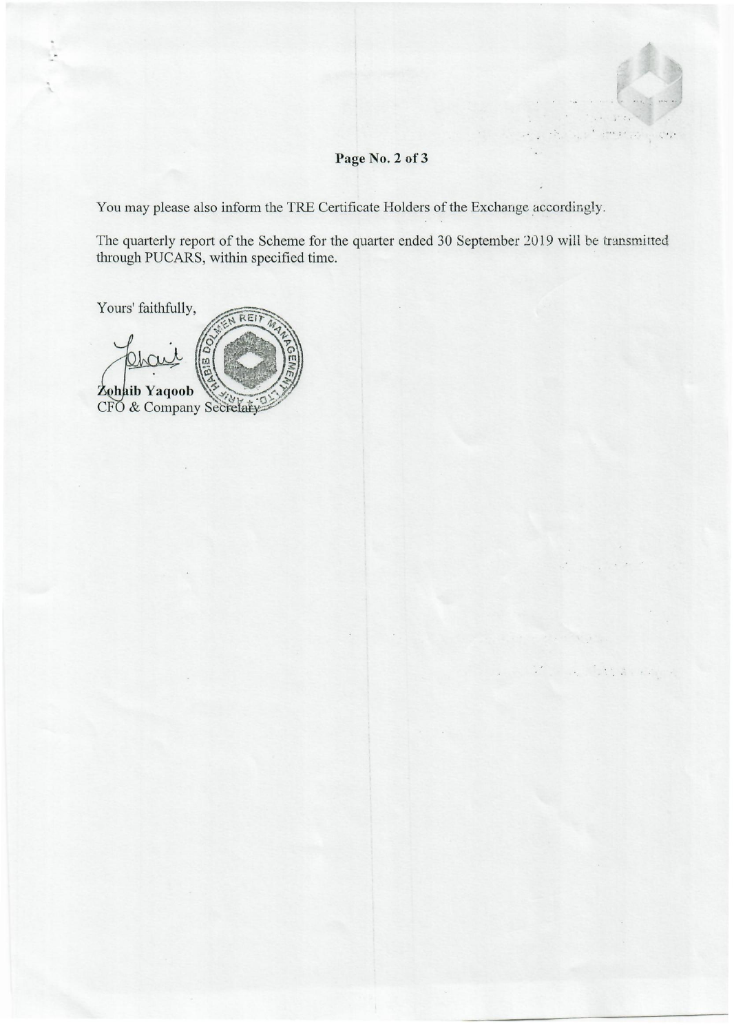You may please also inform the TRE Certificate Holders of the Exchange accordingly.

The quarterly report of the Scheme for the quarter ended 30 September 2019 will be transmitted through PUCARS, within specified time.

Yours' faithfully,

**Zohaib Yaqoob**
CFO & Company Secretary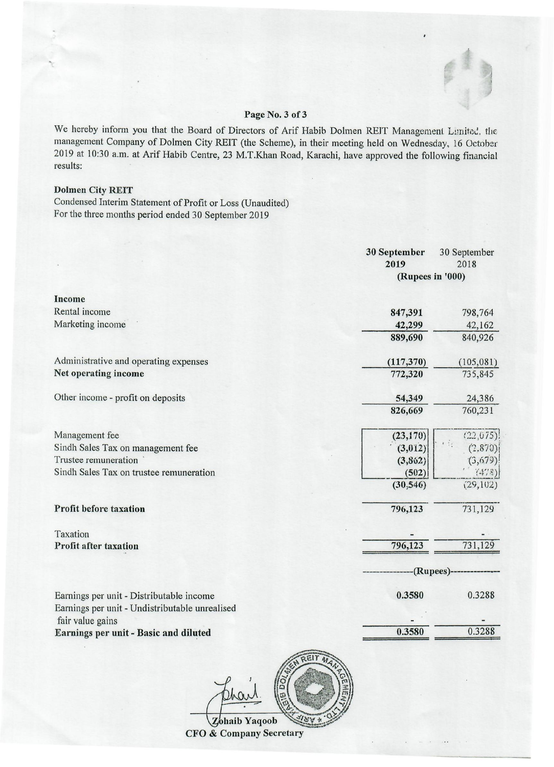We hereby inform you that the Board of Directors of Arif Habib Dolmen REIT Management Limited, the management Company of Dolmen City REIT (the Scheme), in their meeting held on Wednesday, 16 October 2019 at 10:30 a.m. at Arif Habib Centre, 23 M.T.Khan Road, Karachi, have approved the following financial results:

**Dolmen City REIT**
Condensed Interim Statement of Profit or Loss (Unaudited)
For the three months period ended 30 September 2019

| | 30 September 2019 | 30 September 2018 |
|---|---|---|
| | (Rupees in '000) | |
| **Income** | | |
| Rental income | 847,391 | 798,764 |
| Marketing income | 42,299 | 42,162 |
| | 889,690 | 840,926 |
| Administrative and operating expenses | (117,370) | (105,081) |
| **Net operating income** | 772,320 | 735,845 |
| Other income - profit on deposits | 54,349 | 24,386 |
| | 826,669 | 760,231 |
| Management fee | (23,170) | (22,075) |
| Sindh Sales Tax on management fee | (3,012) | (2,870) |
| Trustee remuneration | (3,862) | (3,679) |
| Sindh Sales Tax on trustee remuneration | (502) | (478) |
| | (30,546) | (29,102) |
| **Profit before taxation** | 796,123 | 731,129 |
| Taxation | - | - |
| **Profit after taxation** | 796,123 | 731,129 |
| | (Rupees) | |
| Earnings per unit - Distributable income | 0.3580 | 0.3288 |
| Earnings per unit - Undistributable unrealised fair value gains | - | - |
| **Earnings per unit - Basic and diluted** | 0.3580 | 0.3288 |

**Zohaib Yaqoob**
**CFO & Company Secretary**